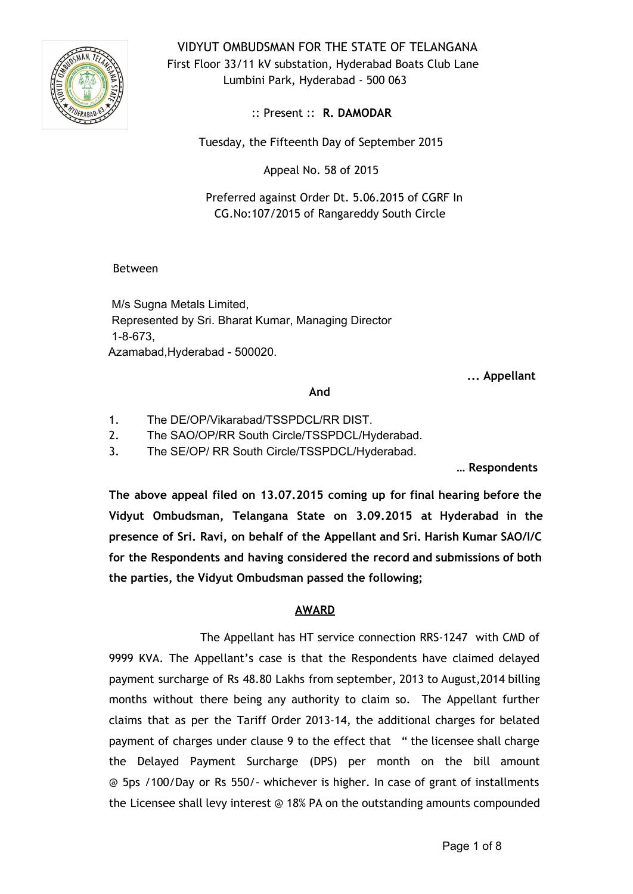VIDYUT OMBUDSMAN FOR THE STATE OF TELANGANA
First Floor 33/11 kV substation, Hyderabad Boats Club Lane
Lumbini Park, Hyderabad - 500 063

:: Present :: **R. DAMODAR**

Tuesday, the Fifteenth Day of September 2015

Appeal No. 58 of 2015

Preferred against Order Dt. 5.06.2015 of CGRF In
CG.No:107/2015 of Rangareddy South Circle

Between

M/s Sugna Metals Limited,
Represented by Sri. Bharat Kumar, Managing Director
1-8-673,
Azamabad,Hyderabad - 500020.

**... Appellant**

**And**

1. The DE/OP/Vikarabad/TSSPDCL/RR DIST.
2. The SAO/OP/RR South Circle/TSSPDCL/Hyderabad.
3. The SE/OP/ RR South Circle/TSSPDCL/Hyderabad.

**… Respondents**

**The above appeal filed on 13.07.2015 coming up for final hearing before the Vidyut Ombudsman, Telangana State on 3.09.2015 at Hyderabad in the presence of Sri. Ravi, on behalf of the Appellant and Sri. Harish Kumar SAO/I/C for the Respondents and having considered the record and submissions of both the parties, the Vidyut Ombudsman passed the following;**

## AWARD

The Appellant has HT service connection RRS-1247 with CMD of 9999 KVA. The Appellant's case is that the Respondents have claimed delayed payment surcharge of Rs 48.80 Lakhs from september, 2013 to August,2014 billing months without there being any authority to claim so. The Appellant further claims that as per the Tariff Order 2013-14, the additional charges for belated payment of charges under clause 9 to the effect that " the licensee shall charge the Delayed Payment Surcharge (DPS) per month on the bill amount @ 5ps /100/Day or Rs 550/- whichever is higher. In case of grant of installments the Licensee shall levy interest @ 18% PA on the outstanding amounts compounded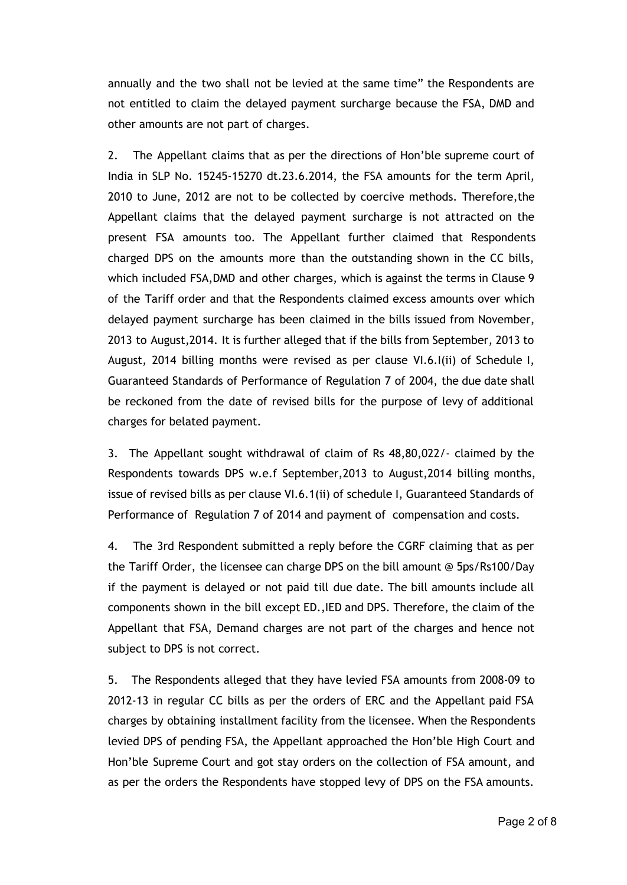annually and the two shall not be levied at the same time" the Respondents are not entitled to claim the delayed payment surcharge because the FSA, DMD and other amounts are not part of charges.

2. The Appellant claims that as per the directions of Hon'ble supreme court of India in SLP No. 15245-15270 dt.23.6.2014, the FSA amounts for the term April, 2010 to June, 2012 are not to be collected by coercive methods. Therefore,the Appellant claims that the delayed payment surcharge is not attracted on the present FSA amounts too. The Appellant further claimed that Respondents charged DPS on the amounts more than the outstanding shown in the CC bills, which included FSA,DMD and other charges, which is against the terms in Clause 9 of the Tariff order and that the Respondents claimed excess amounts over which delayed payment surcharge has been claimed in the bills issued from November, 2013 to August,2014. It is further alleged that if the bills from September, 2013 to August, 2014 billing months were revised as per clause VI.6.I(ii) of Schedule I, Guaranteed Standards of Performance of Regulation 7 of 2004, the due date shall be reckoned from the date of revised bills for the purpose of levy of additional charges for belated payment.

3. The Appellant sought withdrawal of claim of Rs 48,80,022/- claimed by the Respondents towards DPS w.e.f September,2013 to August,2014 billing months, issue of revised bills as per clause VI.6.1(ii) of schedule I, Guaranteed Standards of Performance of Regulation 7 of 2014 and payment of compensation and costs.

4. The 3rd Respondent submitted a reply before the CGRF claiming that as per the Tariff Order, the licensee can charge DPS on the bill amount @ 5ps/Rs100/Day if the payment is delayed or not paid till due date. The bill amounts include all components shown in the bill except ED.,IED and DPS. Therefore, the claim of the Appellant that FSA, Demand charges are not part of the charges and hence not subject to DPS is not correct.

5. The Respondents alleged that they have levied FSA amounts from 2008-09 to 2012-13 in regular CC bills as per the orders of ERC and the Appellant paid FSA charges by obtaining installment facility from the licensee. When the Respondents levied DPS of pending FSA, the Appellant approached the Hon'ble High Court and Hon'ble Supreme Court and got stay orders on the collection of FSA amount, and as per the orders the Respondents have stopped levy of DPS on the FSA amounts.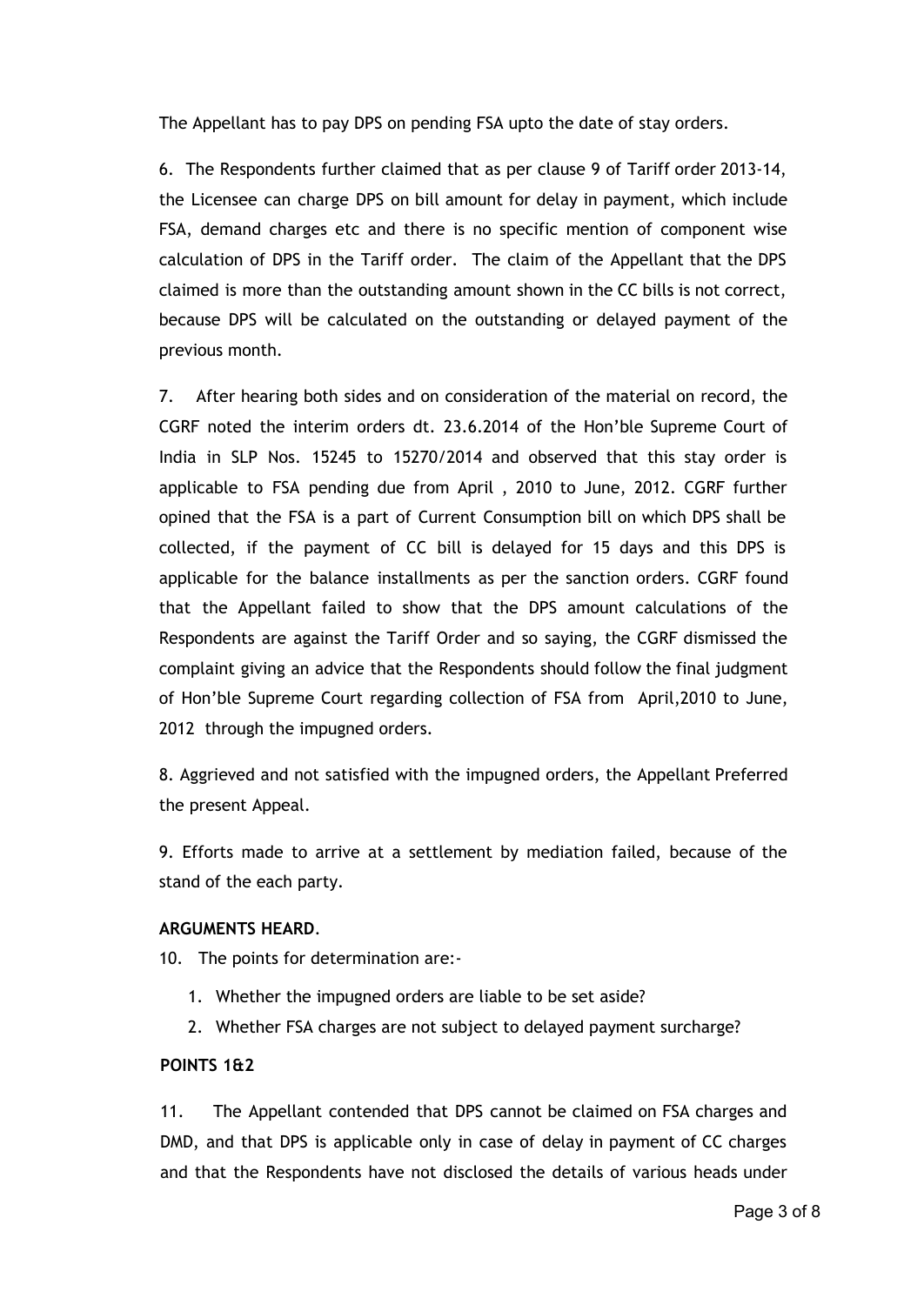The Appellant has to pay DPS on pending FSA upto the date of stay orders.

6. The Respondents further claimed that as per clause 9 of Tariff order 2013-14, the Licensee can charge DPS on bill amount for delay in payment, which include FSA, demand charges etc and there is no specific mention of component wise calculation of DPS in the Tariff order. The claim of the Appellant that the DPS claimed is more than the outstanding amount shown in the CC bills is not correct, because DPS will be calculated on the outstanding or delayed payment of the previous month.

7. After hearing both sides and on consideration of the material on record, the CGRF noted the interim orders dt. 23.6.2014 of the Hon'ble Supreme Court of India in SLP Nos. 15245 to 15270/2014 and observed that this stay order is applicable to FSA pending due from April , 2010 to June, 2012. CGRF further opined that the FSA is a part of Current Consumption bill on which DPS shall be collected, if the payment of CC bill is delayed for 15 days and this DPS is applicable for the balance installments as per the sanction orders. CGRF found that the Appellant failed to show that the DPS amount calculations of the Respondents are against the Tariff Order and so saying, the CGRF dismissed the complaint giving an advice that the Respondents should follow the final judgment of Hon'ble Supreme Court regarding collection of FSA from April,2010 to June, 2012 through the impugned orders.

8. Aggrieved and not satisfied with the impugned orders, the Appellant Preferred the present Appeal.

9. Efforts made to arrive at a settlement by mediation failed, because of the stand of the each party.

**ARGUMENTS HEARD**.

10. The points for determination are:-

1. Whether the impugned orders are liable to be set aside?
2. Whether FSA charges are not subject to delayed payment surcharge?

**POINTS 1&2**

11. The Appellant contended that DPS cannot be claimed on FSA charges and DMD, and that DPS is applicable only in case of delay in payment of CC charges and that the Respondents have not disclosed the details of various heads under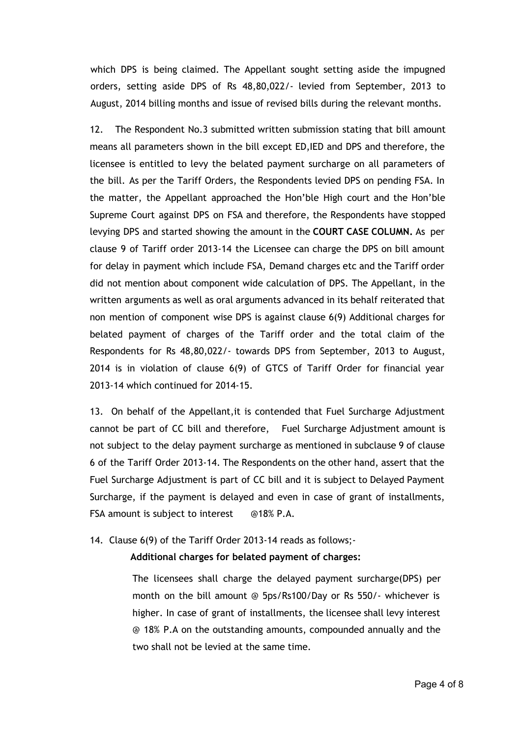which DPS is being claimed. The Appellant sought setting aside the impugned orders, setting aside DPS of Rs 48,80,022/- levied from September, 2013 to August, 2014 billing months and issue of revised bills during the relevant months.

12. The Respondent No.3 submitted written submission stating that bill amount means all parameters shown in the bill except ED,IED and DPS and therefore, the licensee is entitled to levy the belated payment surcharge on all parameters of the bill. As per the Tariff Orders, the Respondents levied DPS on pending FSA. In the matter, the Appellant approached the Hon'ble High court and the Hon'ble Supreme Court against DPS on FSA and therefore, the Respondents have stopped levying DPS and started showing the amount in the **COURT CASE COLUMN.** As per clause 9 of Tariff order 2013-14 the Licensee can charge the DPS on bill amount for delay in payment which include FSA, Demand charges etc and the Tariff order did not mention about component wide calculation of DPS. The Appellant, in the written arguments as well as oral arguments advanced in its behalf reiterated that non mention of component wise DPS is against clause 6(9) Additional charges for belated payment of charges of the Tariff order and the total claim of the Respondents for Rs 48,80,022/- towards DPS from September, 2013 to August, 2014 is in violation of clause 6(9) of GTCS of Tariff Order for financial year 2013-14 which continued for 2014-15.

13. On behalf of the Appellant,it is contended that Fuel Surcharge Adjustment cannot be part of CC bill and therefore, Fuel Surcharge Adjustment amount is not subject to the delay payment surcharge as mentioned in subclause 9 of clause 6 of the Tariff Order 2013-14. The Respondents on the other hand, assert that the Fuel Surcharge Adjustment is part of CC bill and it is subject to Delayed Payment Surcharge, if the payment is delayed and even in case of grant of installments, FSA amount is subject to interest @18% P.A.

14. Clause 6(9) of the Tariff Order 2013-14 reads as follows;-

**Additional charges for belated payment of charges:**

> The licensees shall charge the delayed payment surcharge(DPS) per month on the bill amount @ 5ps/Rs100/Day or Rs 550/- whichever is higher. In case of grant of installments, the licensee shall levy interest @ 18% P.A on the outstanding amounts, compounded annually and the two shall not be levied at the same time.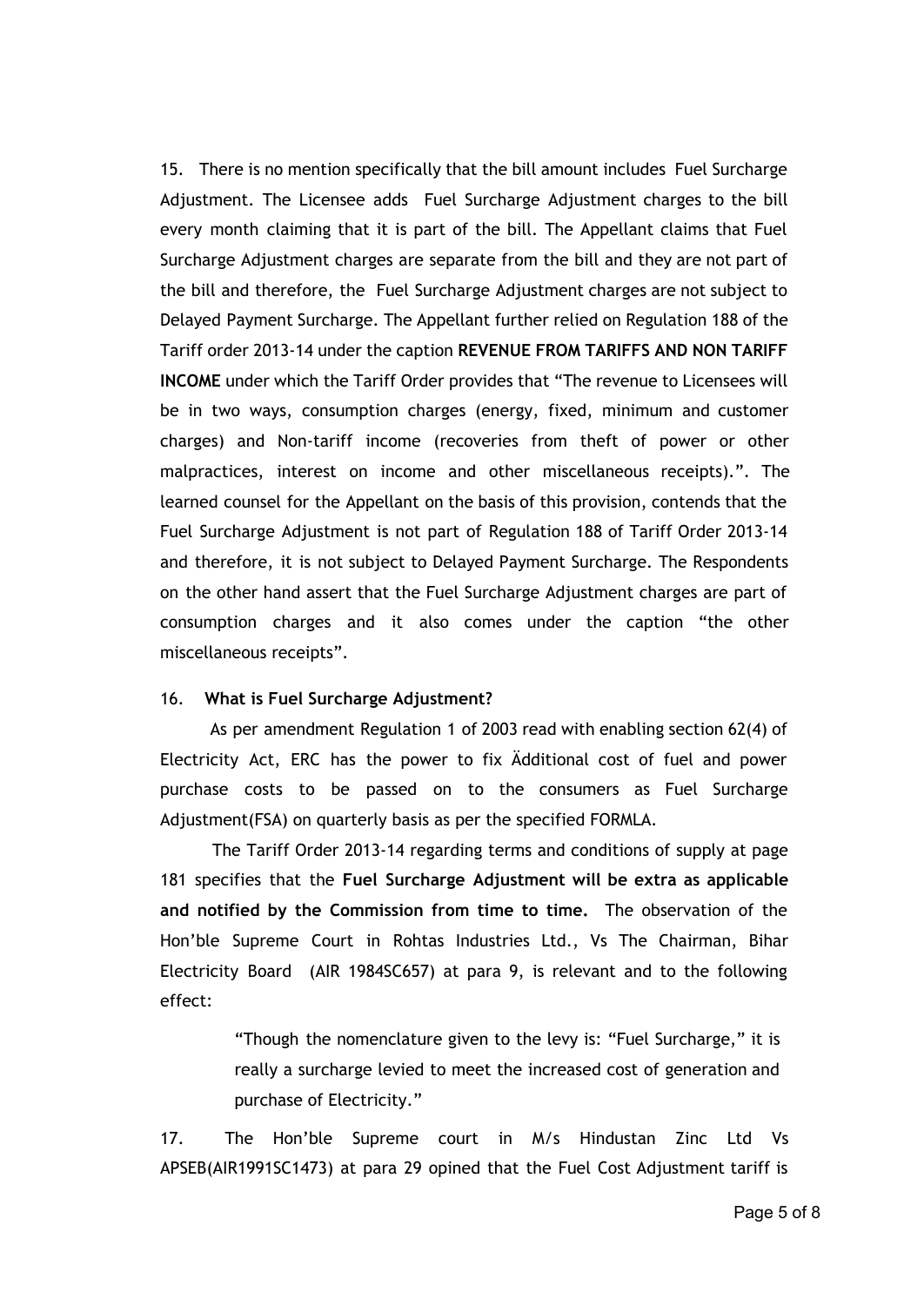15. There is no mention specifically that the bill amount includes Fuel Surcharge Adjustment. The Licensee adds Fuel Surcharge Adjustment charges to the bill every month claiming that it is part of the bill. The Appellant claims that Fuel Surcharge Adjustment charges are separate from the bill and they are not part of the bill and therefore, the Fuel Surcharge Adjustment charges are not subject to Delayed Payment Surcharge. The Appellant further relied on Regulation 188 of the Tariff order 2013-14 under the caption **REVENUE FROM TARIFFS AND NON TARIFF INCOME** under which the Tariff Order provides that "The revenue to Licensees will be in two ways, consumption charges (energy, fixed, minimum and customer charges) and Non-tariff income (recoveries from theft of power or other malpractices, interest on income and other miscellaneous receipts).". The learned counsel for the Appellant on the basis of this provision, contends that the Fuel Surcharge Adjustment is not part of Regulation 188 of Tariff Order 2013-14 and therefore, it is not subject to Delayed Payment Surcharge. The Respondents on the other hand assert that the Fuel Surcharge Adjustment charges are part of consumption charges and it also comes under the caption "the other miscellaneous receipts".

16. **What is Fuel Surcharge Adjustment?**

As per amendment Regulation 1 of 2003 read with enabling section 62(4) of Electricity Act, ERC has the power to fix Äddditional cost of fuel and power purchase costs to be passed on to the consumers as Fuel Surcharge Adjustment(FSA) on quarterly basis as per the specified FORMLA.

The Tariff Order 2013-14 regarding terms and conditions of supply at page 181 specifies that the **Fuel Surcharge Adjustment will be extra as applicable and notified by the Commission from time to time.** The observation of the Hon'ble Supreme Court in Rohtas Industries Ltd., Vs The Chairman, Bihar Electricity Board (AIR 1984SC657) at para 9, is relevant and to the following effect:

> "Though the nomenclature given to the levy is: "Fuel Surcharge," it is really a surcharge levied to meet the increased cost of generation and purchase of Electricity."

17. The Hon'ble Supreme court in M/s Hindustan Zinc Ltd Vs APSEB(AIR1991SC1473) at para 29 opined that the Fuel Cost Adjustment tariff is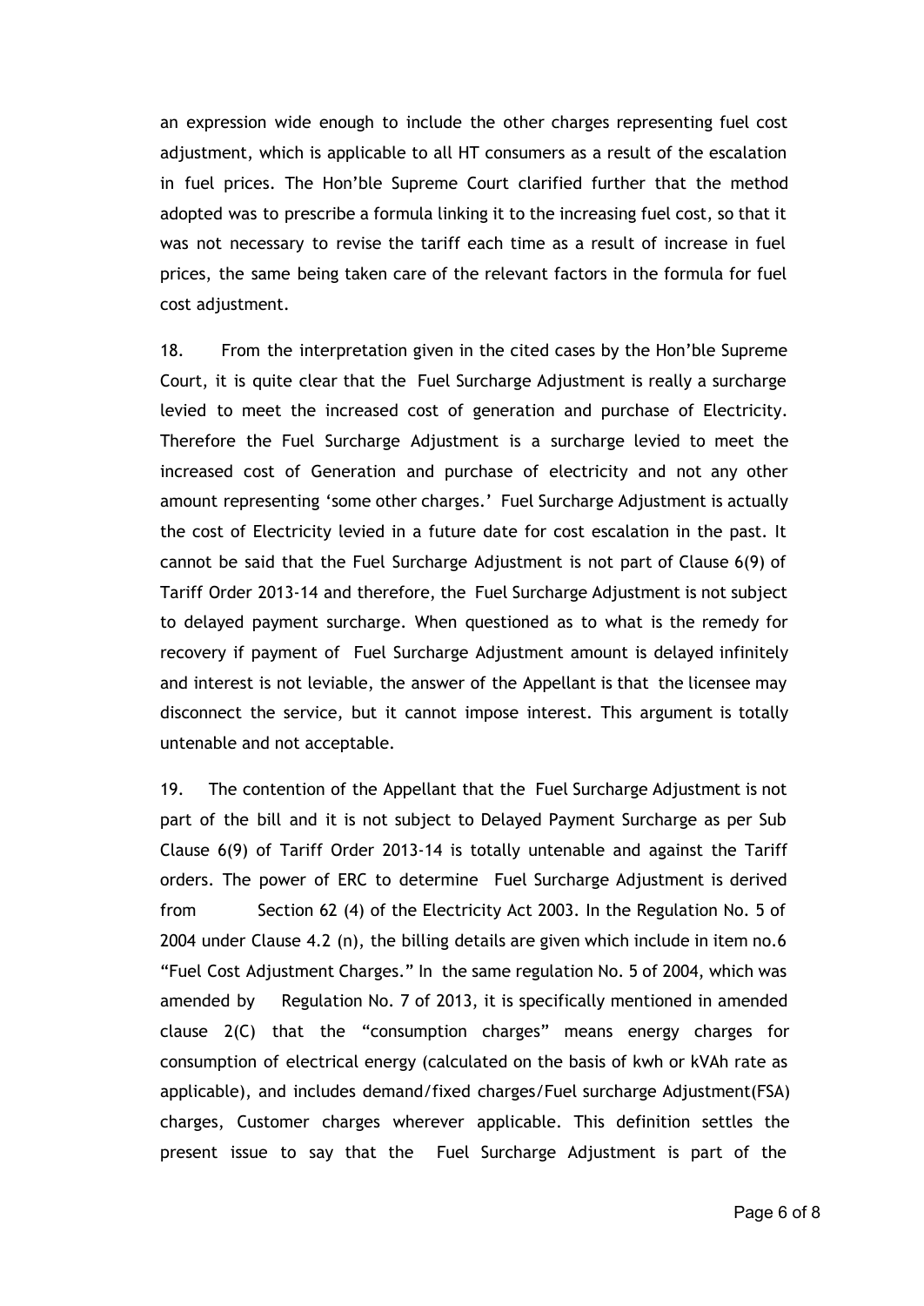an expression wide enough to include the other charges representing fuel cost adjustment, which is applicable to all HT consumers as a result of the escalation in fuel prices. The Hon'ble Supreme Court clarified further that the method adopted was to prescribe a formula linking it to the increasing fuel cost, so that it was not necessary to revise the tariff each time as a result of increase in fuel prices, the same being taken care of the relevant factors in the formula for fuel cost adjustment.

18. From the interpretation given in the cited cases by the Hon'ble Supreme Court, it is quite clear that the Fuel Surcharge Adjustment is really a surcharge levied to meet the increased cost of generation and purchase of Electricity. Therefore the Fuel Surcharge Adjustment is a surcharge levied to meet the increased cost of Generation and purchase of electricity and not any other amount representing 'some other charges.' Fuel Surcharge Adjustment is actually the cost of Electricity levied in a future date for cost escalation in the past. It cannot be said that the Fuel Surcharge Adjustment is not part of Clause 6(9) of Tariff Order 2013-14 and therefore, the Fuel Surcharge Adjustment is not subject to delayed payment surcharge. When questioned as to what is the remedy for recovery if payment of Fuel Surcharge Adjustment amount is delayed infinitely and interest is not leviable, the answer of the Appellant is that the licensee may disconnect the service, but it cannot impose interest. This argument is totally untenable and not acceptable.

19. The contention of the Appellant that the Fuel Surcharge Adjustment is not part of the bill and it is not subject to Delayed Payment Surcharge as per Sub Clause 6(9) of Tariff Order 2013-14 is totally untenable and against the Tariff orders. The power of ERC to determine Fuel Surcharge Adjustment is derived from Section 62 (4) of the Electricity Act 2003. In the Regulation No. 5 of 2004 under Clause 4.2 (n), the billing details are given which include in item no.6 "Fuel Cost Adjustment Charges." In the same regulation No. 5 of 2004, which was amended by Regulation No. 7 of 2013, it is specifically mentioned in amended clause 2(C) that the "consumption charges" means energy charges for consumption of electrical energy (calculated on the basis of kwh or kVAh rate as applicable), and includes demand/fixed charges/Fuel surcharge Adjustment(FSA) charges, Customer charges wherever applicable. This definition settles the present issue to say that the Fuel Surcharge Adjustment is part of the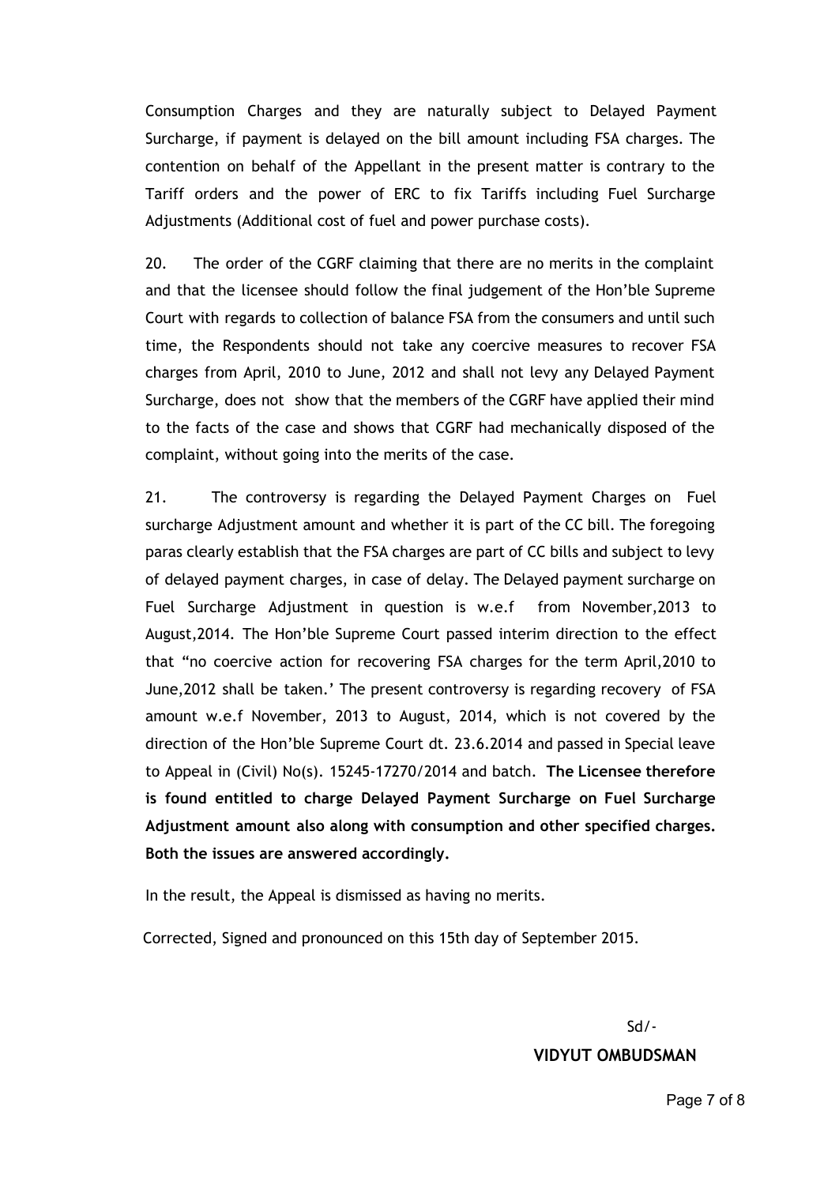Consumption Charges and they are naturally subject to Delayed Payment Surcharge, if payment is delayed on the bill amount including FSA charges. The contention on behalf of the Appellant in the present matter is contrary to the Tariff orders and the power of ERC to fix Tariffs including Fuel Surcharge Adjustments (Additional cost of fuel and power purchase costs).

20. The order of the CGRF claiming that there are no merits in the complaint and that the licensee should follow the final judgement of the Hon'ble Supreme Court with regards to collection of balance FSA from the consumers and until such time, the Respondents should not take any coercive measures to recover FSA charges from April, 2010 to June, 2012 and shall not levy any Delayed Payment Surcharge, does not show that the members of the CGRF have applied their mind to the facts of the case and shows that CGRF had mechanically disposed of the complaint, without going into the merits of the case.

21. The controversy is regarding the Delayed Payment Charges on Fuel surcharge Adjustment amount and whether it is part of the CC bill. The foregoing paras clearly establish that the FSA charges are part of CC bills and subject to levy of delayed payment charges, in case of delay. The Delayed payment surcharge on Fuel Surcharge Adjustment in question is w.e.f from November,2013 to August,2014. The Hon'ble Supreme Court passed interim direction to the effect that "no coercive action for recovering FSA charges for the term April,2010 to June,2012 shall be taken.' The present controversy is regarding recovery of FSA amount w.e.f November, 2013 to August, 2014, which is not covered by the direction of the Hon'ble Supreme Court dt. 23.6.2014 and passed in Special leave to Appeal in (Civil) No(s). 15245-17270/2014 and batch. **The Licensee therefore is found entitled to charge Delayed Payment Surcharge on Fuel Surcharge Adjustment amount also along with consumption and other specified charges. Both the issues are answered accordingly.**

In the result, the Appeal is dismissed as having no merits.

Corrected, Signed and pronounced on this 15th day of September 2015.

Sd/-

**VIDYUT OMBUDSMAN**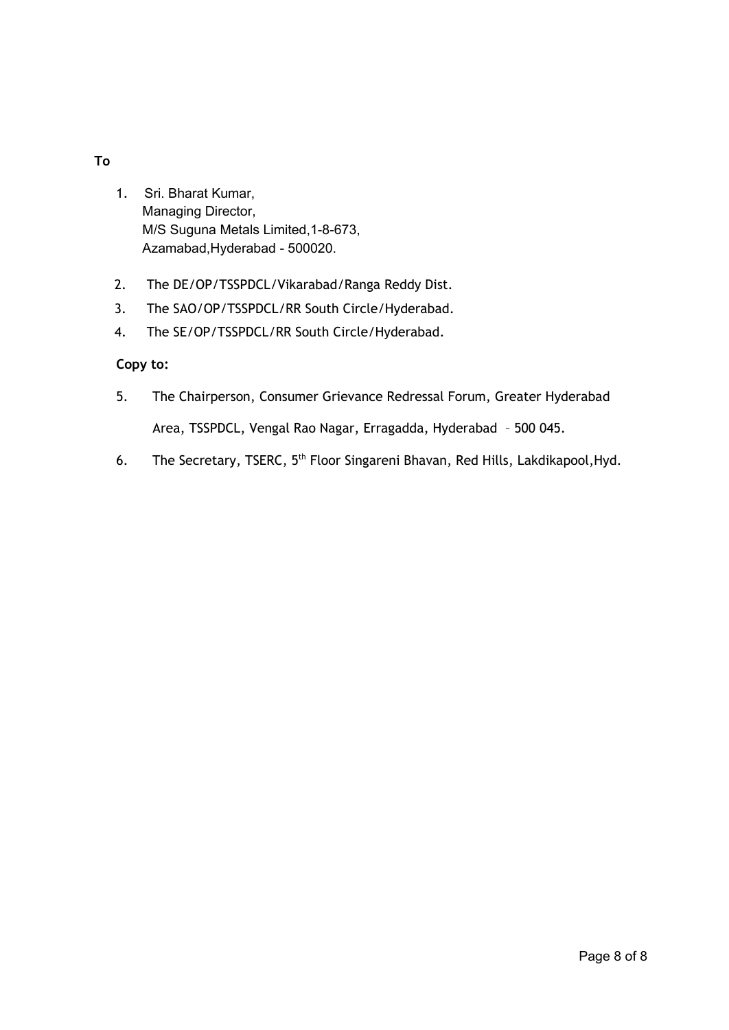**To**

1. Sri. Bharat Kumar,
   Managing Director,
   M/S Suguna Metals Limited,1-8-673,
   Azamabad,Hyderabad - 500020.

2. The DE/OP/TSSPDCL/Vikarabad/Ranga Reddy Dist.

3. The SAO/OP/TSSPDCL/RR South Circle/Hyderabad.

4. The SE/OP/TSSPDCL/RR South Circle/Hyderabad.

**Copy to:**

5. The Chairperson, Consumer Grievance Redressal Forum, Greater Hyderabad Area, TSSPDCL, Vengal Rao Nagar, Erragadda, Hyderabad – 500 045.

6. The Secretary, TSERC, 5th Floor Singareni Bhavan, Red Hills, Lakdikapool,Hyd.